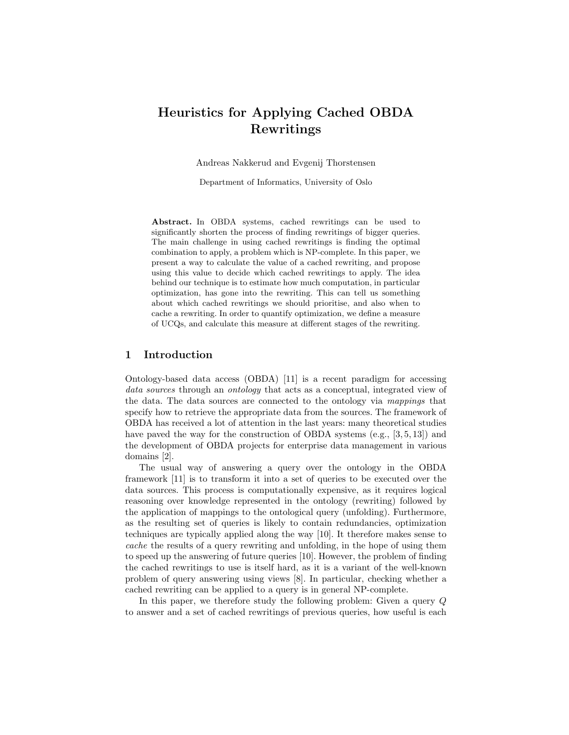# Heuristics for Applying Cached OBDA Rewritings

Andreas Nakkerud and Evgenij Thorstensen

Department of Informatics, University of Oslo

**Abstract.** In OBDA systems, cached rewritings can be used to significantly shorten the process of finding rewritings of bigger queries. The main challenge in using cached rewritings is finding the optimal combination to apply, a problem which is NP-complete. In this paper, we present a way to calculate the value of a cached rewriting, and propose using this value to decide which cached rewritings to apply. The idea behind our technique is to estimate how much computation, in particular optimization, has gone into the rewriting. This can tell us something about which cached rewritings we should prioritise, and also when to cache a rewriting. In order to quantify optimization, we define a measure of UCQs, and calculate this measure at different stages of the rewriting.

## 1 Introduction

Ontology-based data access (OBDA) [11] is a recent paradigm for accessing *data sources* through an *ontology* that acts as a conceptual, integrated view of the data. The data sources are connected to the ontology via *mappings* that specify how to retrieve the appropriate data from the sources. The framework of OBDA has received a lot of attention in the last years: many theoretical studies have paved the way for the construction of OBDA systems (e.g., [3, 5, 13]) and the development of OBDA projects for enterprise data management in various domains [2].

The usual way of answering a query over the ontology in the OBDA framework [11] is to transform it into a set of queries to be executed over the data sources. This process is computationally expensive, as it requires logical reasoning over knowledge represented in the ontology (rewriting) followed by the application of mappings to the ontological query (unfolding). Furthermore, as the resulting set of queries is likely to contain redundancies, optimization techniques are typically applied along the way [10]. It therefore makes sense to *cache* the results of a query rewriting and unfolding, in the hope of using them to speed up the answering of future queries [10]. However, the problem of finding the cached rewritings to use is itself hard, as it is a variant of the well-known problem of query answering using views [8]. In particular, checking whether a cached rewriting can be applied to a query is in general NP-complete.

In this paper, we therefore study the following problem: Given a query $Q$ to answer and a set of cached rewritings of previous queries, how useful is each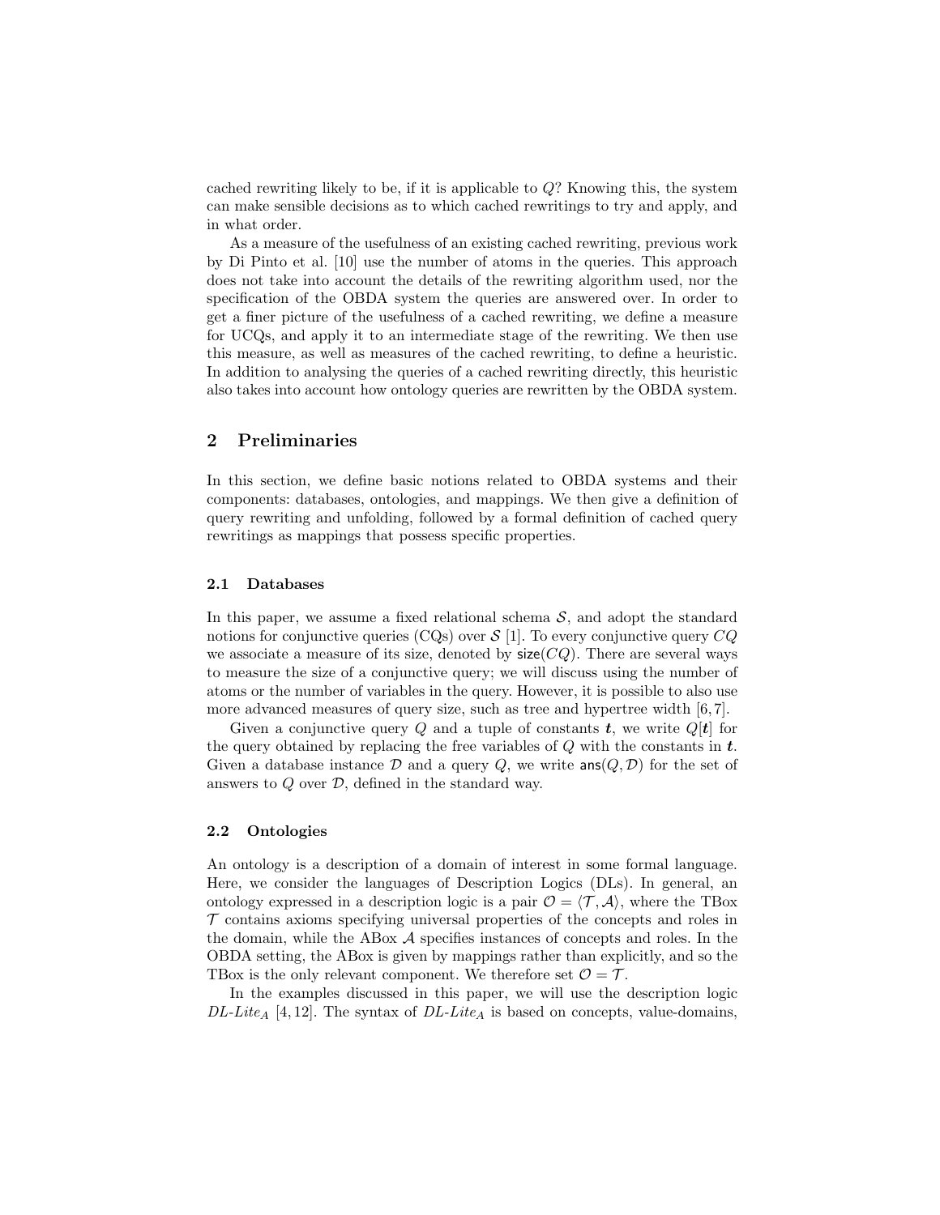cached rewriting likely to be, if it is applicable to $Q$? Knowing this, the system can make sensible decisions as to which cached rewritings to try and apply, and in what order.

As a measure of the usefulness of an existing cached rewriting, previous work by Di Pinto et al. [10] use the number of atoms in the queries. This approach does not take into account the details of the rewriting algorithm used, nor the specification of the OBDA system the queries are answered over. In order to get a finer picture of the usefulness of a cached rewriting, we define a measure for UCQs, and apply it to an intermediate stage of the rewriting. We then use this measure, as well as measures of the cached rewriting, to define a heuristic. In addition to analysing the queries of a cached rewriting directly, this heuristic also takes into account how ontology queries are rewritten by the OBDA system.

## 2 Preliminaries

In this section, we define basic notions related to OBDA systems and their components: databases, ontologies, and mappings. We then give a definition of query rewriting and unfolding, followed by a formal definition of cached query rewritings as mappings that possess specific properties.

### 2.1 Databases

In this paper, we assume a fixed relational schema $\mathcal{S}$, and adopt the standard notions for conjunctive queries (CQs) over $\mathcal{S}$ [1]. To every conjunctive query $CQ$ we associate a measure of its size, denoted by $\mathsf{size}(CQ)$. There are several ways to measure the size of a conjunctive query; we will discuss using the number of atoms or the number of variables in the query. However, it is possible to also use more advanced measures of query size, such as tree and hypertree width [6, 7].

Given a conjunctive query $Q$ and a tuple of constants $\boldsymbol{t}$, we write $Q[\boldsymbol{t}]$ for the query obtained by replacing the free variables of $Q$ with the constants in $\boldsymbol{t}$. Given a database instance $\mathcal{D}$ and a query $Q$, we write $\mathsf{ans}(Q, \mathcal{D})$ for the set of answers to $Q$ over $\mathcal{D}$, defined in the standard way.

### 2.2 Ontologies

An ontology is a description of a domain of interest in some formal language. Here, we consider the languages of Description Logics (DLs). In general, an ontology expressed in a description logic is a pair $\mathcal{O} = \langle \mathcal{T}, \mathcal{A} \rangle$, where the TBox $\mathcal{T}$ contains axioms specifying universal properties of the concepts and roles in the domain, while the ABox $\mathcal{A}$ specifies instances of concepts and roles. In the OBDA setting, the ABox is given by mappings rather than explicitly, and so the TBox is the only relevant component. We therefore set $\mathcal{O} = \mathcal{T}$.

In the examples discussed in this paper, we will use the description logic *DL-Lite*$_A$ [4, 12]. The syntax of *DL-Lite*$_A$ is based on concepts, value-domains,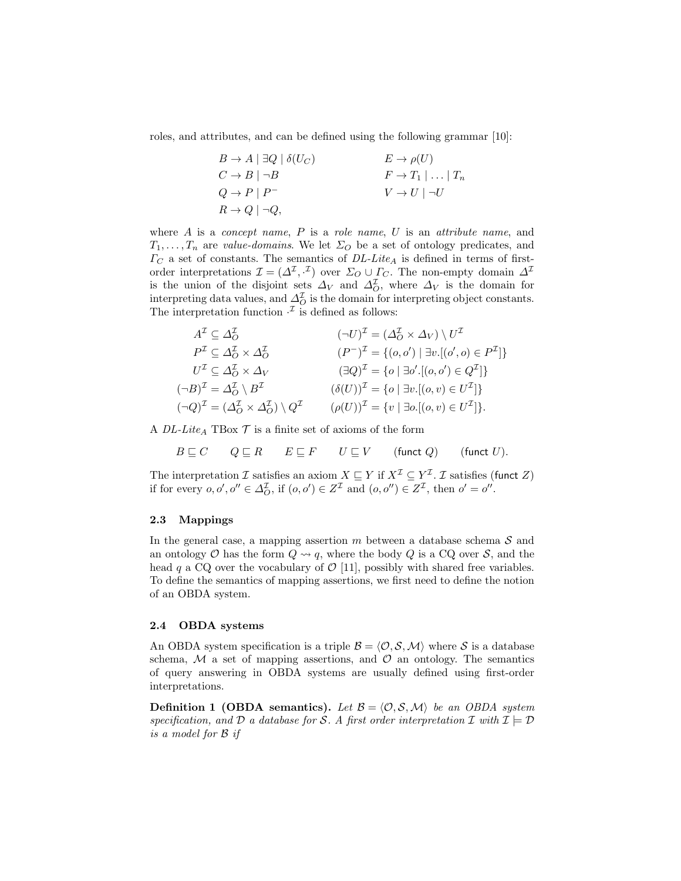roles, and attributes, and can be defined using the following grammar [10]:

$$
\begin{array}{ll}
B \rightarrow A \mid \exists Q \mid \delta(U_C) & E \rightarrow \rho(U) \\
C \rightarrow B \mid \neg B & F \rightarrow T_1 \mid \ldots \mid T_n \\
Q \rightarrow P \mid P^- & V \rightarrow U \mid \neg U \\
R \rightarrow Q \mid \neg Q, &
\end{array}
$$

where $A$ is a *concept name*, $P$ is a *role name*, $U$ is an *attribute name*, and $T_1, \ldots, T_n$ are *value-domains*. We let $\Sigma_O$ be a set of ontology predicates, and $\Gamma_C$ a set of constants. The semantics of *DL-Lite*$_A$ is defined in terms of first-order interpretations $\mathcal{I} = (\Delta^{\mathcal{I}}, \cdot^{\mathcal{I}})$ over $\Sigma_O \cup \Gamma_C$. The non-empty domain $\Delta^{\mathcal{I}}$ is the union of the disjoint sets $\Delta_V$ and $\Delta_O^{\mathcal{I}}$, where $\Delta_V$ is the domain for interpreting data values, and $\Delta_O^{\mathcal{I}}$ is the domain for interpreting object constants. The interpretation function $\cdot^{\mathcal{I}}$ is defined as follows:

$$
\begin{array}{ll}
A^{\mathcal{I}} \subseteq \Delta_O^{\mathcal{I}} & (\neg U)^{\mathcal{I}} = (\Delta_O^{\mathcal{I}} \times \Delta_V) \setminus U^{\mathcal{I}} \\
P^{\mathcal{I}} \subseteq \Delta_O^{\mathcal{I}} \times \Delta_O^{\mathcal{I}} & (P^-)^{\mathcal{I}} = \{(o, o') \mid \exists v.[(o', o) \in P^{\mathcal{I}}]\} \\
U^{\mathcal{I}} \subseteq \Delta_O^{\mathcal{I}} \times \Delta_V & (\exists Q)^{\mathcal{I}} = \{o \mid \exists o'.[(o, o') \in Q^{\mathcal{I}}]\} \\
(\neg B)^{\mathcal{I}} = \Delta_O^{\mathcal{I}} \setminus B^{\mathcal{I}} & (\delta(U))^{\mathcal{I}} = \{o \mid \exists v.[(o, v) \in U^{\mathcal{I}}]\} \\
(\neg Q)^{\mathcal{I}} = (\Delta_O^{\mathcal{I}} \times \Delta_O^{\mathcal{I}}) \setminus Q^{\mathcal{I}} & (\rho(U))^{\mathcal{I}} = \{v \mid \exists o.[(o, v) \in U^{\mathcal{I}}]\}.
\end{array}
$$

A *DL-Lite*$_A$ TBox $\mathcal{T}$ is a finite set of axioms of the form

$$B \sqsubseteq C \qquad Q \sqsubseteq R \qquad E \sqsubseteq F \qquad U \sqsubseteq V \qquad (\mathsf{funct}\ Q) \qquad (\mathsf{funct}\ U).$$

The interpretation $\mathcal{I}$ satisfies an axiom $X \sqsubseteq Y$ if $X^{\mathcal{I}} \subseteq Y^{\mathcal{I}}$. $\mathcal{I}$ satisfies $(\mathsf{funct}\ Z)$ if for every $o, o', o'' \in \Delta_O^{\mathcal{I}}$, if $(o, o') \in Z^{\mathcal{I}}$ and $(o, o'') \in Z^{\mathcal{I}}$, then $o' = o''$.

### 2.3 Mappings

In the general case, a mapping assertion $m$ between a database schema $\mathcal{S}$ and an ontology $\mathcal{O}$ has the form $Q \rightsquigarrow q$, where the body $Q$ is a CQ over $\mathcal{S}$, and the head $q$ a CQ over the vocabulary of $\mathcal{O}$ [11], possibly with shared free variables. To define the semantics of mapping assertions, we first need to define the notion of an OBDA system.

### 2.4 OBDA systems

An OBDA system specification is a triple $\mathcal{B} = \langle \mathcal{O}, \mathcal{S}, \mathcal{M} \rangle$ where $\mathcal{S}$ is a database schema, $\mathcal{M}$ a set of mapping assertions, and $\mathcal{O}$ an ontology. The semantics of query answering in OBDA systems are usually defined using first-order interpretations.

**Definition 1 (OBDA semantics).** *Let $\mathcal{B} = \langle \mathcal{O}, \mathcal{S}, \mathcal{M} \rangle$ be an OBDA system specification, and $\mathcal{D}$ a database for $\mathcal{S}$. A first order interpretation $\mathcal{I}$ with $\mathcal{I} \models \mathcal{D}$ is a model for $\mathcal{B}$ if*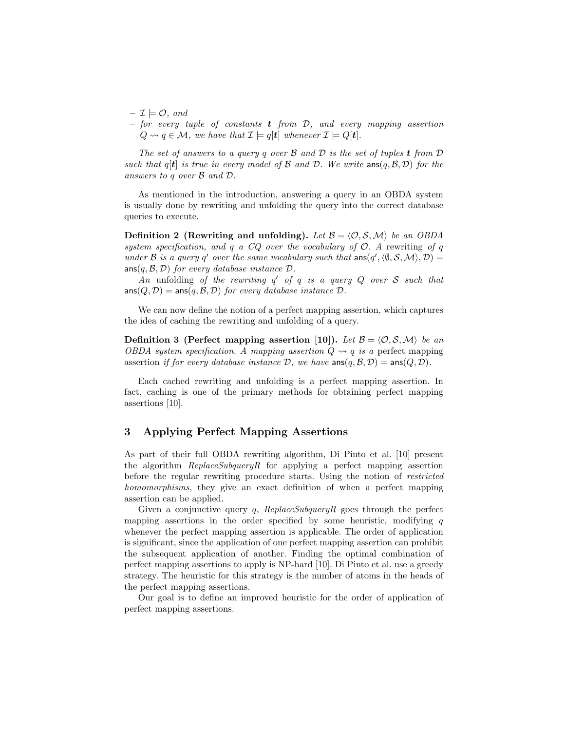– $\mathcal{I} \models \mathcal{O}$, and
– for every tuple of constants $\boldsymbol{t}$ from $\mathcal{D}$, and every mapping assertion $Q \rightsquigarrow q \in \mathcal{M}$, we have that $\mathcal{I} \models q[\boldsymbol{t}]$ whenever $\mathcal{I} \models Q[\boldsymbol{t}]$.

*The set of answers to a query $q$ over $\mathcal{B}$ and $\mathcal{D}$ is the set of tuples $\boldsymbol{t}$ from $\mathcal{D}$ such that $q[\boldsymbol{t}]$ is true in every model of $\mathcal{B}$ and $\mathcal{D}$. We write $\mathsf{ans}(q, \mathcal{B}, \mathcal{D})$ for the answers to $q$ over $\mathcal{B}$ and $\mathcal{D}$.*

As mentioned in the introduction, answering a query in an OBDA system is usually done by rewriting and unfolding the query into the correct database queries to execute.

**Definition 2 (Rewriting and unfolding).** *Let $\mathcal{B} = \langle \mathcal{O}, \mathcal{S}, \mathcal{M} \rangle$ be an OBDA system specification, and $q$ a CQ over the vocabulary of $\mathcal{O}$. A* rewriting *of $q$ under $\mathcal{B}$ is a query $q'$ over the same vocabulary such that $\mathsf{ans}(q', \langle \emptyset, \mathcal{S}, \mathcal{M} \rangle, \mathcal{D}) = \mathsf{ans}(q, \mathcal{B}, \mathcal{D})$ for every database instance $\mathcal{D}$.*

*An* unfolding *of the rewriting $q'$ of $q$ is a query $Q$ over $\mathcal{S}$ such that $\mathsf{ans}(Q, \mathcal{D}) = \mathsf{ans}(q, \mathcal{B}, \mathcal{D})$ for every database instance $\mathcal{D}$.*

We can now define the notion of a perfect mapping assertion, which captures the idea of caching the rewriting and unfolding of a query.

**Definition 3 (Perfect mapping assertion [10]).** *Let $\mathcal{B} = \langle \mathcal{O}, \mathcal{S}, \mathcal{M} \rangle$ be an OBDA system specification. A mapping assertion $Q \rightsquigarrow q$ is a* perfect mapping assertion *if for every database instance $\mathcal{D}$, we have $\mathsf{ans}(q, \mathcal{B}, \mathcal{D}) = \mathsf{ans}(Q, \mathcal{D})$.*

Each cached rewriting and unfolding is a perfect mapping assertion. In fact, caching is one of the primary methods for obtaining perfect mapping assertions [10].

## 3 Applying Perfect Mapping Assertions

As part of their full OBDA rewriting algorithm, Di Pinto et al. [10] present the algorithm *ReplaceSubqueryR* for applying a perfect mapping assertion before the regular rewriting procedure starts. Using the notion of *restricted homomorphisms,* they give an exact definition of when a perfect mapping assertion can be applied.

Given a conjunctive query $q$, *ReplaceSubqueryR* goes through the perfect mapping assertions in the order specified by some heuristic, modifying $q$ whenever the perfect mapping assertion is applicable. The order of application is significant, since the application of one perfect mapping assertion can prohibit the subsequent application of another. Finding the optimal combination of perfect mapping assertions to apply is NP-hard [10]. Di Pinto et al. use a greedy strategy. The heuristic for this strategy is the number of atoms in the heads of the perfect mapping assertions.

Our goal is to define an improved heuristic for the order of application of perfect mapping assertions.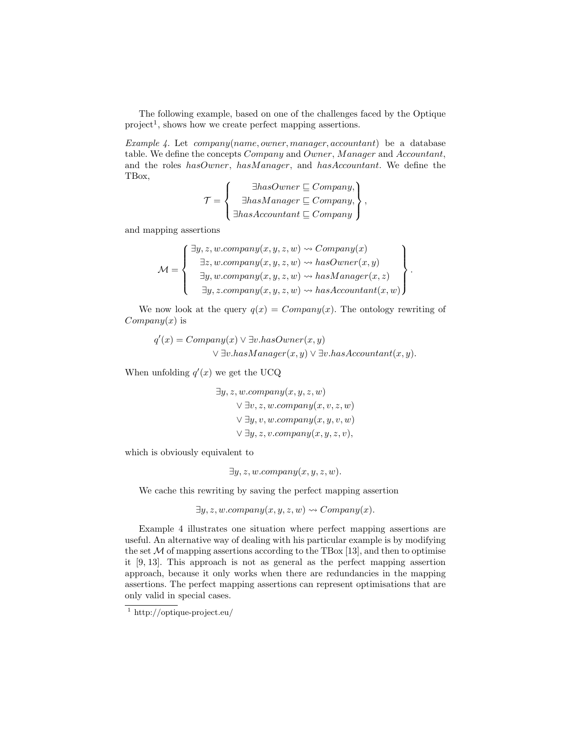The following example, based on one of the challenges faced by the Optique project[1], shows how we create perfect mapping assertions.

*Example 4.* Let $company(name, owner, manager, accountant)$ be a database table. We define the concepts $Company$ and $Owner$, $Manager$ and $Accountant$, and the roles $hasOwner$, $hasManager$, and $hasAccountant$. We define the TBox,

$$\mathcal{T} = \left\{ \begin{array}{r} \exists hasOwner \sqsubseteq Company, \\ \exists hasManager \sqsubseteq Company, \\ \exists hasAccountant \sqsubseteq Company \end{array} \right\},$$

and mapping assertions

$$\mathcal{M} = \left\{ \begin{array}{r} \exists y, z, w.company(x, y, z, w) \rightsquigarrow Company(x) \\ \exists z, w.company(x, y, z, w) \rightsquigarrow hasOwner(x, y) \\ \exists y, w.company(x, y, z, w) \rightsquigarrow hasManager(x, z) \\ \exists y, z.company(x, y, z, w) \rightsquigarrow hasAccountant(x, w) \end{array} \right\}.$$

We now look at the query $q(x) = Company(x)$. The ontology rewriting of $Company(x)$ is

$$\begin{aligned} q'(x) = & \; Company(x) \vee \exists v.hasOwner(x, y) \\ & \vee \exists v.hasManager(x, y) \vee \exists v.hasAccountant(x, y). \end{aligned}$$

When unfolding $q'(x)$ we get the UCQ

$$\begin{aligned} & \exists y, z, w.company(x, y, z, w) \\ & \quad \vee \exists v, z, w.company(x, v, z, w) \\ & \quad \vee \exists y, v, w.company(x, y, v, w) \\ & \quad \vee \exists y, z, v.company(x, y, z, v), \end{aligned}$$

which is obviously equivalent to

$$\exists y, z, w.company(x, y, z, w).$$

We cache this rewriting by saving the perfect mapping assertion

$$\exists y, z, w.company(x, y, z, w) \rightsquigarrow Company(x).$$

Example 4 illustrates one situation where perfect mapping assertions are useful. An alternative way of dealing with his particular example is by modifying the set $\mathcal{M}$ of mapping assertions according to the TBox [13], and then to optimise it [9, 13]. This approach is not as general as the perfect mapping assertion approach, because it only works when there are redundancies in the mapping assertions. The perfect mapping assertions can represent optimisations that are only valid in special cases.

[1] http://optique-project.eu/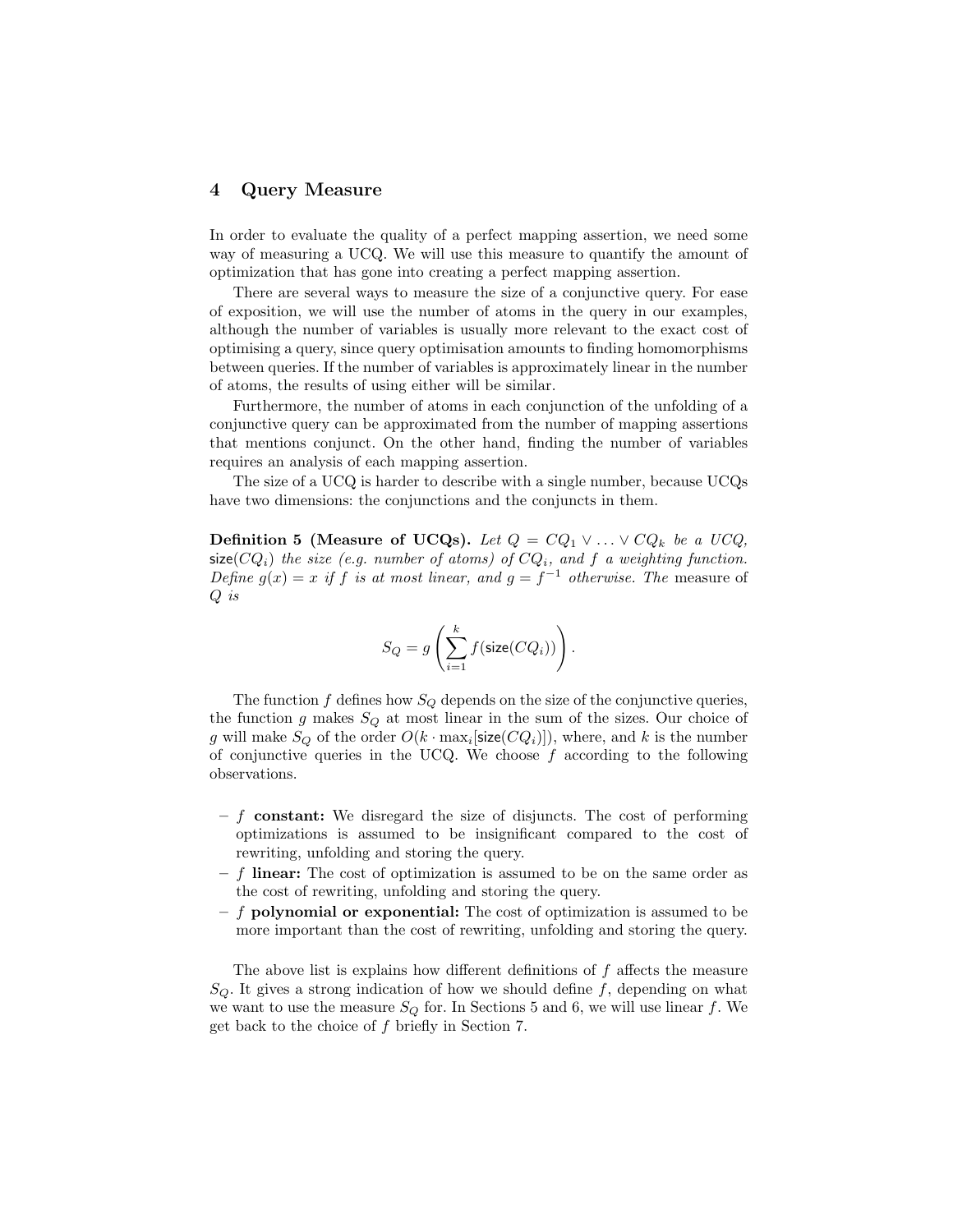## 4 Query Measure

In order to evaluate the quality of a perfect mapping assertion, we need some way of measuring a UCQ. We will use this measure to quantify the amount of optimization that has gone into creating a perfect mapping assertion.

There are several ways to measure the size of a conjunctive query. For ease of exposition, we will use the number of atoms in the query in our examples, although the number of variables is usually more relevant to the exact cost of optimising a query, since query optimisation amounts to finding homomorphisms between queries. If the number of variables is approximately linear in the number of atoms, the results of using either will be similar.

Furthermore, the number of atoms in each conjunction of the unfolding of a conjunctive query can be approximated from the number of mapping assertions that mentions conjunct. On the other hand, finding the number of variables requires an analysis of each mapping assertion.

The size of a UCQ is harder to describe with a single number, because UCQs have two dimensions: the conjunctions and the conjuncts in them.

**Definition 5 (Measure of UCQs).** *Let $Q = CQ_1 \lor \ldots \lor CQ_k$ be a UCQ, $\mathsf{size}(CQ_i)$ the size (e.g. number of atoms) of $CQ_i$, and $f$ a weighting function. Define $g(x) = x$ if $f$ is at most linear, and $g = f^{-1}$ otherwise. The* measure *of $Q$ is*

$$S_Q = g\left(\sum_{i=1}^{k} f(\mathsf{size}(CQ_i))\right).$$

The function $f$ defines how $S_Q$ depends on the size of the conjunctive queries, the function $g$ makes $S_Q$ at most linear in the sum of the sizes. Our choice of $g$ will make $S_Q$ of the order $O(k \cdot \max_i[\mathsf{size}(CQ_i)])$, where, and $k$ is the number of conjunctive queries in the UCQ. We choose $f$ according to the following observations.

- $f$ **constant:** We disregard the size of disjuncts. The cost of performing optimizations is assumed to be insignificant compared to the cost of rewriting, unfolding and storing the query.
- $f$ **linear:** The cost of optimization is assumed to be on the same order as the cost of rewriting, unfolding and storing the query.
- $f$ **polynomial or exponential:** The cost of optimization is assumed to be more important than the cost of rewriting, unfolding and storing the query.

The above list is explains how different definitions of $f$ affects the measure $S_Q$. It gives a strong indication of how we should define $f$, depending on what we want to use the measure $S_Q$ for. In Sections 5 and 6, we will use linear $f$. We get back to the choice of $f$ briefly in Section 7.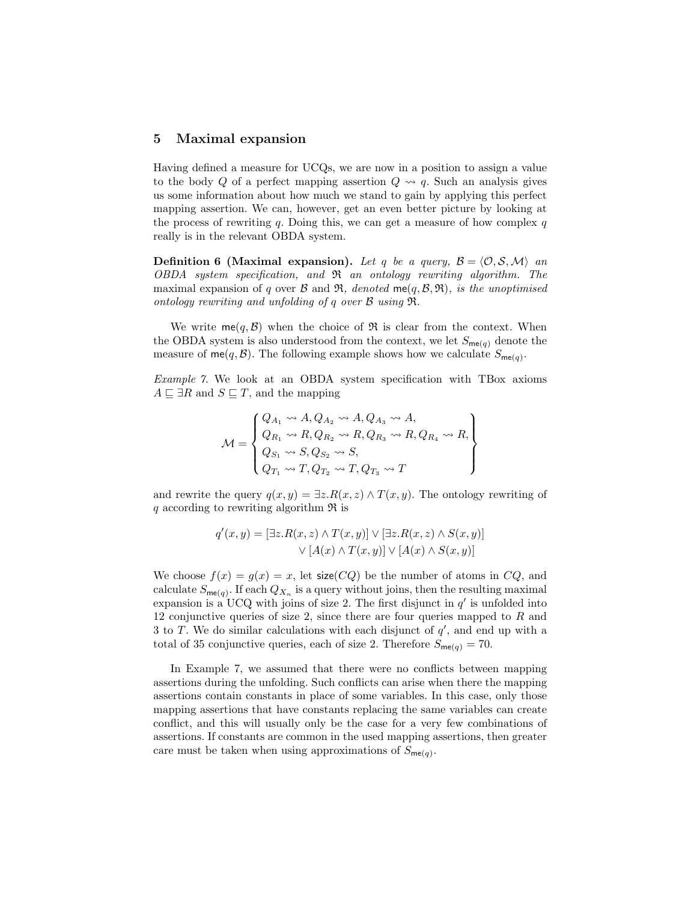## 5 Maximal expansion

Having defined a measure for UCQs, we are now in a position to assign a value to the body $Q$ of a perfect mapping assertion $Q \rightsquigarrow q$. Such an analysis gives us some information about how much we stand to gain by applying this perfect mapping assertion. We can, however, get an even better picture by looking at the process of rewriting $q$. Doing this, we can get a measure of how complex $q$ really is in the relevant OBDA system.

**Definition 6 (Maximal expansion).** *Let $q$ be a query, $\mathcal{B} = \langle \mathcal{O}, \mathcal{S}, \mathcal{M} \rangle$ an OBDA system specification, and $\mathfrak{R}$ an ontology rewriting algorithm. The* maximal expansion *of $q$ over $\mathcal{B}$ and $\mathfrak{R}$, denoted $\mathsf{me}(q, \mathcal{B}, \mathfrak{R})$, is the unoptimised ontology rewriting and unfolding of $q$ over $\mathcal{B}$ using $\mathfrak{R}$.*

We write $\mathsf{me}(q, \mathcal{B})$ when the choice of $\mathfrak{R}$ is clear from the context. When the OBDA system is also understood from the context, we let $S_{\mathsf{me}(q)}$ denote the measure of $\mathsf{me}(q, \mathcal{B})$. The following example shows how we calculate $S_{\mathsf{me}(q)}$.

*Example 7.* We look at an OBDA system specification with TBox axioms $A \sqsubseteq \exists R$ and $S \sqsubseteq T$, and the mapping

$$\mathcal{M} = \left\{ \begin{array}{l} Q_{A_1} \rightsquigarrow A, Q_{A_2} \rightsquigarrow A, Q_{A_3} \rightsquigarrow A, \\ Q_{R_1} \rightsquigarrow R, Q_{R_2} \rightsquigarrow R, Q_{R_3} \rightsquigarrow R, Q_{R_4} \rightsquigarrow R, \\ Q_{S_1} \rightsquigarrow S, Q_{S_2} \rightsquigarrow S, \\ Q_{T_1} \rightsquigarrow T, Q_{T_2} \rightsquigarrow T, Q_{T_3} \rightsquigarrow T \end{array} \right\}$$

and rewrite the query $q(x, y) = \exists z.R(x, z) \wedge T(x, y)$. The ontology rewriting of $q$ according to rewriting algorithm $\mathfrak{R}$ is

$$\begin{aligned} q'(x, y) = & [\exists z.R(x, z) \wedge T(x, y)] \vee [\exists z.R(x, z) \wedge S(x, y)] \\ & \vee [A(x) \wedge T(x, y)] \vee [A(x) \wedge S(x, y)] \end{aligned}$$

We choose $f(x) = g(x) = x$, let $\mathsf{size}(CQ)$ be the number of atoms in $CQ$, and calculate $S_{\mathsf{me}(q)}$. If each $Q_{X_n}$ is a query without joins, then the resulting maximal expansion is a UCQ with joins of size 2. The first disjunct in $q'$ is unfolded into 12 conjunctive queries of size 2, since there are four queries mapped to $R$ and 3 to $T$. We do similar calculations with each disjunct of $q'$, and end up with a total of 35 conjunctive queries, each of size 2. Therefore $S_{\mathsf{me}(q)} = 70$.

In Example 7, we assumed that there were no conflicts between mapping assertions during the unfolding. Such conflicts can arise when there the mapping assertions contain constants in place of some variables. In this case, only those mapping assertions that have constants replacing the same variables can create conflict, and this will usually only be the case for a very few combinations of assertions. If constants are common in the used mapping assertions, then greater care must be taken when using approximations of $S_{\mathsf{me}(q)}$.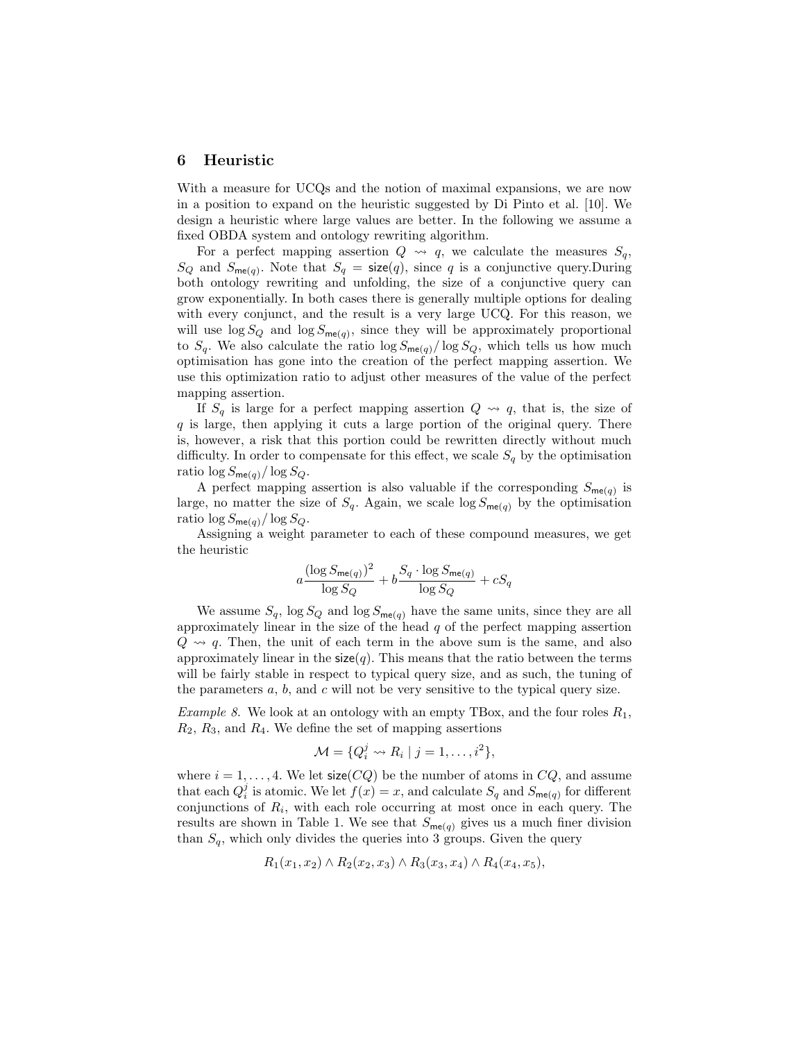## 6 Heuristic

With a measure for UCQs and the notion of maximal expansions, we are now in a position to expand on the heuristic suggested by Di Pinto et al. [10]. We design a heuristic where large values are better. In the following we assume a fixed OBDA system and ontology rewriting algorithm.

For a perfect mapping assertion $Q \rightsquigarrow q$, we calculate the measures $S_q$, $S_Q$ and $S_{\mathsf{me}(q)}$. Note that $S_q = \mathsf{size}(q)$, since $q$ is a conjunctive query.During both ontology rewriting and unfolding, the size of a conjunctive query can grow exponentially. In both cases there is generally multiple options for dealing with every conjunct, and the result is a very large UCQ. For this reason, we will use $\log S_Q$ and $\log S_{\mathsf{me}(q)}$, since they will be approximately proportional to $S_q$. We also calculate the ratio $\log S_{\mathsf{me}(q)} / \log S_Q$, which tells us how much optimisation has gone into the creation of the perfect mapping assertion. We use this optimization ratio to adjust other measures of the value of the perfect mapping assertion.

If $S_q$ is large for a perfect mapping assertion $Q \rightsquigarrow q$, that is, the size of $q$ is large, then applying it cuts a large portion of the original query. There is, however, a risk that this portion could be rewritten directly without much difficulty. In order to compensate for this effect, we scale $S_q$ by the optimisation ratio $\log S_{\mathsf{me}(q)} / \log S_Q$.

A perfect mapping assertion is also valuable if the corresponding $S_{\mathsf{me}(q)}$ is large, no matter the size of $S_q$. Again, we scale $\log S_{\mathsf{me}(q)}$ by the optimisation ratio $\log S_{\mathsf{me}(q)} / \log S_Q$.

Assigning a weight parameter to each of these compound measures, we get the heuristic

$$a \frac{(\log S_{\mathsf{me}(q)})^2}{\log S_Q} + b \frac{S_q \cdot \log S_{\mathsf{me}(q)}}{\log S_Q} + c S_q$$

We assume $S_q$, $\log S_Q$ and $\log S_{\mathsf{me}(q)}$ have the same units, since they are all approximately linear in the size of the head $q$ of the perfect mapping assertion $Q \rightsquigarrow q$. Then, the unit of each term in the above sum is the same, and also approximately linear in the $\mathsf{size}(q)$. This means that the ratio between the terms will be fairly stable in respect to typical query size, and as such, the tuning of the parameters $a$, $b$, and $c$ will not be very sensitive to the typical query size.

*Example 8.* We look at an ontology with an empty TBox, and the four roles $R_1$, $R_2$, $R_3$, and $R_4$. We define the set of mapping assertions

$$\mathcal{M} = \{Q_i^j \rightsquigarrow R_i \mid j = 1, \ldots, i^2\},$$

where $i = 1, \ldots, 4$. We let $\mathsf{size}(CQ)$ be the number of atoms in $CQ$, and assume that each $Q_i^j$ is atomic. We let $f(x) = x$, and calculate $S_q$ and $S_{\mathsf{me}(q)}$ for different conjunctions of $R_i$, with each role occurring at most once in each query. The results are shown in Table 1. We see that $S_{\mathsf{me}(q)}$ gives us a much finer division than $S_q$, which only divides the queries into 3 groups. Given the query

$$R_1(x_1, x_2) \wedge R_2(x_2, x_3) \wedge R_3(x_3, x_4) \wedge R_4(x_4, x_5),$$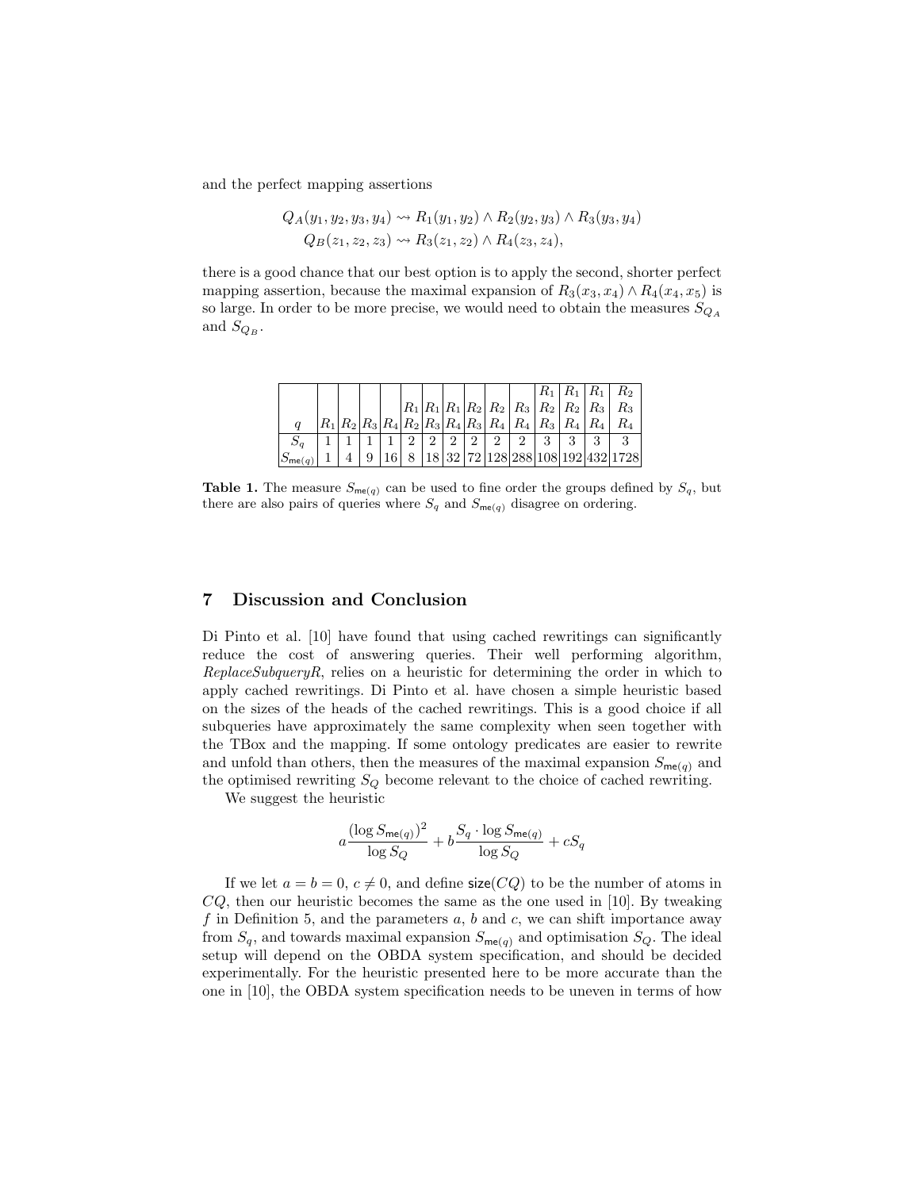and the perfect mapping assertions

$$Q_A(y_1, y_2, y_3, y_4) \rightsquigarrow R_1(y_1, y_2) \wedge R_2(y_2, y_3) \wedge R_3(y_3, y_4)$$
$$Q_B(z_1, z_2, z_3) \rightsquigarrow R_3(z_1, z_2) \wedge R_4(z_3, z_4),$$

there is a good chance that our best option is to apply the second, shorter perfect mapping assertion, because the maximal expansion of $R_3(x_3, x_4) \wedge R_4(x_4, x_5)$ is so large. In order to be more precise, we would need to obtain the measures $S_{Q_A}$ and $S_{Q_B}$.

| $q$ | $R_1$ | $R_2$ | $R_3$ | $R_4$ | $R_1$ $R_2$ | $R_1$ $R_3$ | $R_1$ $R_4$ | $R_2$ $R_3$ | $R_2$ $R_4$ | $R_3$ $R_4$ | $R_1$ $R_2$ $R_3$ | $R_1$ $R_2$ $R_4$ | $R_1$ $R_3$ $R_4$ | $R_2$ $R_3$ $R_4$ |
|---|---|---|---|---|---|---|---|---|---|---|---|---|---|---|
| $S_q$ | 1 | 1 | 1 | 1 | 2 | 2 | 2 | 2 | 2 | 2 | 3 | 3 | 3 | 3 |
| $S_{\mathsf{me}(q)}$ | 1 | 4 | 9 | 16 | 8 | 18 | 32 | 72 | 128 | 288 | 108 | 192 | 432 | 1728 |

**Table 1.** The measure $S_{\mathsf{me}(q)}$ can be used to fine order the groups defined by $S_q$, but there are also pairs of queries where $S_q$ and $S_{\mathsf{me}(q)}$ disagree on ordering.

## 7 Discussion and Conclusion

Di Pinto et al. [10] have found that using cached rewritings can significantly reduce the cost of answering queries. Their well performing algorithm, *ReplaceSubqueryR*, relies on a heuristic for determining the order in which to apply cached rewritings. Di Pinto et al. have chosen a simple heuristic based on the sizes of the heads of the cached rewritings. This is a good choice if all subqueries have approximately the same complexity when seen together with the TBox and the mapping. If some ontology predicates are easier to rewrite and unfold than others, then the measures of the maximal expansion $S_{\mathsf{me}(q)}$ and the optimised rewriting $S_Q$ become relevant to the choice of cached rewriting.

We suggest the heuristic

$$a\frac{(\log S_{\mathsf{me}(q)})^2}{\log S_Q} + b\frac{S_q \cdot \log S_{\mathsf{me}(q)}}{\log S_Q} + cS_q$$

If we let $a = b = 0$, $c \neq 0$, and define $\mathsf{size}(CQ)$ to be the number of atoms in $CQ$, then our heuristic becomes the same as the one used in [10]. By tweaking $f$ in Definition 5, and the parameters $a$, $b$ and $c$, we can shift importance away from $S_q$, and towards maximal expansion $S_{\mathsf{me}(q)}$ and optimisation $S_Q$. The ideal setup will depend on the OBDA system specification, and should be decided experimentally. For the heuristic presented here to be more accurate than the one in [10], the OBDA system specification needs to be uneven in terms of how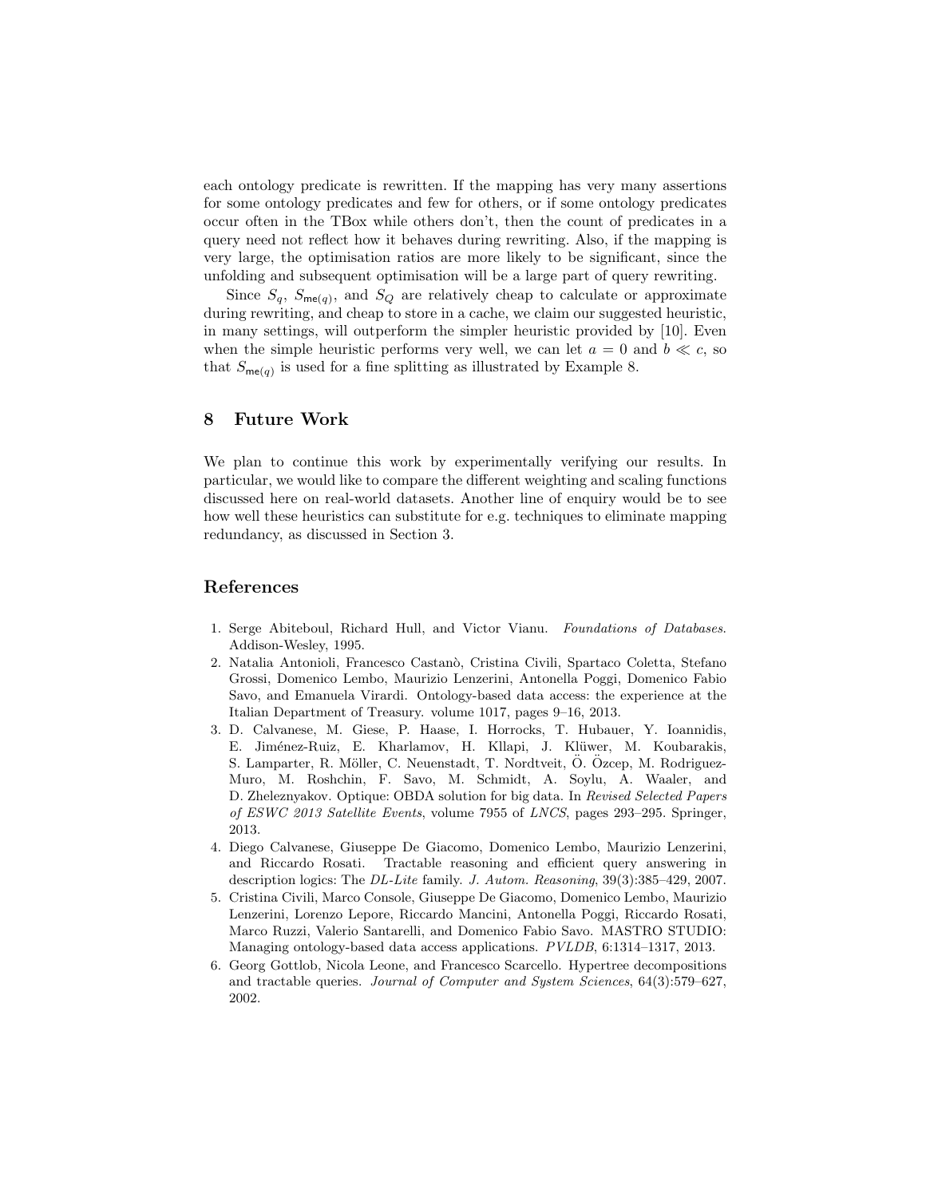each ontology predicate is rewritten. If the mapping has very many assertions for some ontology predicates and few for others, or if some ontology predicates occur often in the TBox while others don't, then the count of predicates in a query need not reflect how it behaves during rewriting. Also, if the mapping is very large, the optimisation ratios are more likely to be significant, since the unfolding and subsequent optimisation will be a large part of query rewriting.

Since $S_q$, $S_{\mathsf{me}(q)}$, and $S_Q$ are relatively cheap to calculate or approximate during rewriting, and cheap to store in a cache, we claim our suggested heuristic, in many settings, will outperform the simpler heuristic provided by [10]. Even when the simple heuristic performs very well, we can let $a = 0$ and $b \ll c$, so that $S_{\mathsf{me}(q)}$ is used for a fine splitting as illustrated by Example 8.

## 8 Future Work

We plan to continue this work by experimentally verifying our results. In particular, we would like to compare the different weighting and scaling functions discussed here on real-world datasets. Another line of enquiry would be to see how well these heuristics can substitute for e.g. techniques to eliminate mapping redundancy, as discussed in Section 3.

## References

1. Serge Abiteboul, Richard Hull, and Victor Vianu. *Foundations of Databases*. Addison-Wesley, 1995.
2. Natalia Antonioli, Francesco Castanò, Cristina Civili, Spartaco Coletta, Stefano Grossi, Domenico Lembo, Maurizio Lenzerini, Antonella Poggi, Domenico Fabio Savo, and Emanuela Virardi. Ontology-based data access: the experience at the Italian Department of Treasury. volume 1017, pages 9–16, 2013.
3. D. Calvanese, M. Giese, P. Haase, I. Horrocks, T. Hubauer, Y. Ioannidis, E. Jiménez-Ruiz, E. Kharlamov, H. Kllapi, J. Klüwer, M. Koubarakis, S. Lamparter, R. Möller, C. Neuenstadt, T. Nordtveit, Ö. Özcep, M. Rodriguez-Muro, M. Roshchin, F. Savo, M. Schmidt, A. Soylu, A. Waaler, and D. Zheleznyakov. Optique: OBDA solution for big data. In *Revised Selected Papers of ESWC 2013 Satellite Events*, volume 7955 of *LNCS*, pages 293–295. Springer, 2013.
4. Diego Calvanese, Giuseppe De Giacomo, Domenico Lembo, Maurizio Lenzerini, and Riccardo Rosati. Tractable reasoning and efficient query answering in description logics: The *DL-Lite* family. *J. Autom. Reasoning*, 39(3):385–429, 2007.
5. Cristina Civili, Marco Console, Giuseppe De Giacomo, Domenico Lembo, Maurizio Lenzerini, Lorenzo Lepore, Riccardo Mancini, Antonella Poggi, Riccardo Rosati, Marco Ruzzi, Valerio Santarelli, and Domenico Fabio Savo. MASTRO STUDIO: Managing ontology-based data access applications. *PVLDB*, 6:1314–1317, 2013.
6. Georg Gottlob, Nicola Leone, and Francesco Scarcello. Hypertree decompositions and tractable queries. *Journal of Computer and System Sciences*, 64(3):579–627, 2002.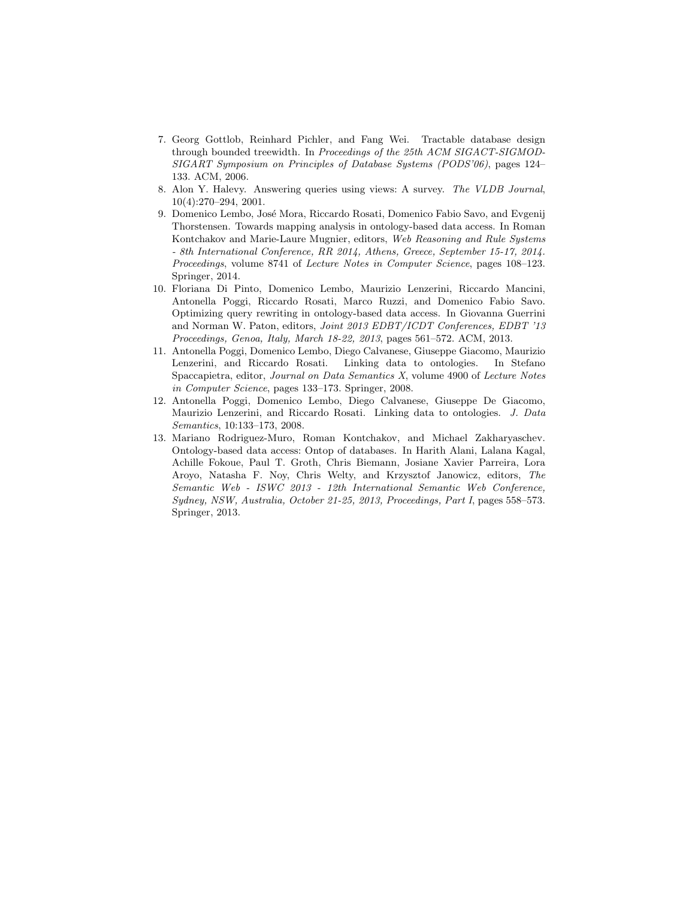7. Georg Gottlob, Reinhard Pichler, and Fang Wei. Tractable database design through bounded treewidth. In *Proceedings of the 25th ACM SIGACT-SIGMOD-SIGART Symposium on Principles of Database Systems (PODS'06)*, pages 124–133. ACM, 2006.
8. Alon Y. Halevy. Answering queries using views: A survey. *The VLDB Journal*, 10(4):270–294, 2001.
9. Domenico Lembo, José Mora, Riccardo Rosati, Domenico Fabio Savo, and Evgenij Thorstensen. Towards mapping analysis in ontology-based data access. In Roman Kontchakov and Marie-Laure Mugnier, editors, *Web Reasoning and Rule Systems - 8th International Conference, RR 2014, Athens, Greece, September 15-17, 2014. Proceedings*, volume 8741 of *Lecture Notes in Computer Science*, pages 108–123. Springer, 2014.
10. Floriana Di Pinto, Domenico Lembo, Maurizio Lenzerini, Riccardo Mancini, Antonella Poggi, Riccardo Rosati, Marco Ruzzi, and Domenico Fabio Savo. Optimizing query rewriting in ontology-based data access. In Giovanna Guerrini and Norman W. Paton, editors, *Joint 2013 EDBT/ICDT Conferences, EDBT '13 Proceedings, Genoa, Italy, March 18-22, 2013*, pages 561–572. ACM, 2013.
11. Antonella Poggi, Domenico Lembo, Diego Calvanese, Giuseppe Giacomo, Maurizio Lenzerini, and Riccardo Rosati. Linking data to ontologies. In Stefano Spaccapietra, editor, *Journal on Data Semantics X*, volume 4900 of *Lecture Notes in Computer Science*, pages 133–173. Springer, 2008.
12. Antonella Poggi, Domenico Lembo, Diego Calvanese, Giuseppe De Giacomo, Maurizio Lenzerini, and Riccardo Rosati. Linking data to ontologies. *J. Data Semantics*, 10:133–173, 2008.
13. Mariano Rodriguez-Muro, Roman Kontchakov, and Michael Zakharyaschev. Ontology-based data access: Ontop of databases. In Harith Alani, Lalana Kagal, Achille Fokoue, Paul T. Groth, Chris Biemann, Josiane Xavier Parreira, Lora Aroyo, Natasha F. Noy, Chris Welty, and Krzysztof Janowicz, editors, *The Semantic Web - ISWC 2013 - 12th International Semantic Web Conference, Sydney, NSW, Australia, October 21-25, 2013, Proceedings, Part I*, pages 558–573. Springer, 2013.